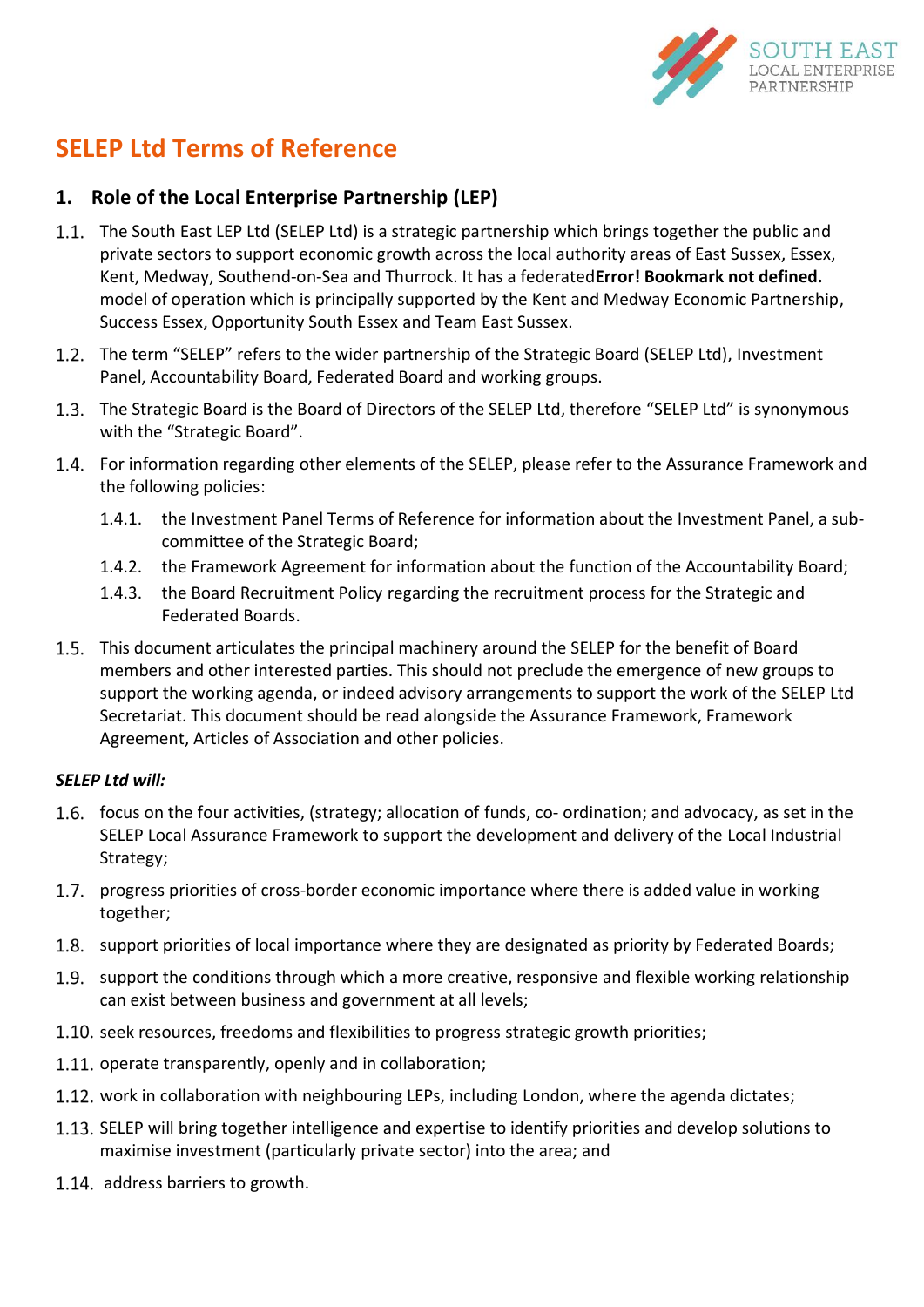# SELEP Ltd Terms of Reference

## 1. Role of the Local Enterprise Partnership (LEP)

1.1. The South East LEP Ltd (SELEP Ltd) is a strategic partnership which brings together the public and private sectors to support economic growth across the local authority areas of East Sussex, Essex, Kent, Medway, Southend-on-Sea and Thurrock. It has a federated**Error! Bookmark not defined.** model of operation which is principally supported by the Kent and Medway Economic Partnership, Success Essex, Opportunity South Essex and Team East Sussex.

1.2. The term "SELEP" refers to the wider partnership of the Strategic Board (SELEP Ltd), Investment Panel, Accountability Board, Federated Board and working groups.

1.3. The Strategic Board is the Board of Directors of the SELEP Ltd, therefore "SELEP Ltd" is synonymous with the "Strategic Board".

1.4. For information regarding other elements of the SELEP, please refer to the Assurance Framework and the following policies:

- 1.4.1. the Investment Panel Terms of Reference for information about the Investment Panel, a sub-committee of the Strategic Board;
- 1.4.2. the Framework Agreement for information about the function of the Accountability Board;
- 1.4.3. the Board Recruitment Policy regarding the recruitment process for the Strategic and Federated Boards.

1.5. This document articulates the principal machinery around the SELEP for the benefit of Board members and other interested parties. This should not preclude the emergence of new groups to support the working agenda, or indeed advisory arrangements to support the work of the SELEP Ltd Secretariat. This document should be read alongside the Assurance Framework, Framework Agreement, Articles of Association and other policies.

***SELEP Ltd will:***

1.6. focus on the four activities, (strategy; allocation of funds, co- ordination; and advocacy, as set in the SELEP Local Assurance Framework to support the development and delivery of the Local Industrial Strategy;

1.7. progress priorities of cross-border economic importance where there is added value in working together;

1.8. support priorities of local importance where they are designated as priority by Federated Boards;

1.9. support the conditions through which a more creative, responsive and flexible working relationship can exist between business and government at all levels;

1.10. seek resources, freedoms and flexibilities to progress strategic growth priorities;

1.11. operate transparently, openly and in collaboration;

1.12. work in collaboration with neighbouring LEPs, including London, where the agenda dictates;

1.13. SELEP will bring together intelligence and expertise to identify priorities and develop solutions to maximise investment (particularly private sector) into the area; and

1.14. address barriers to growth.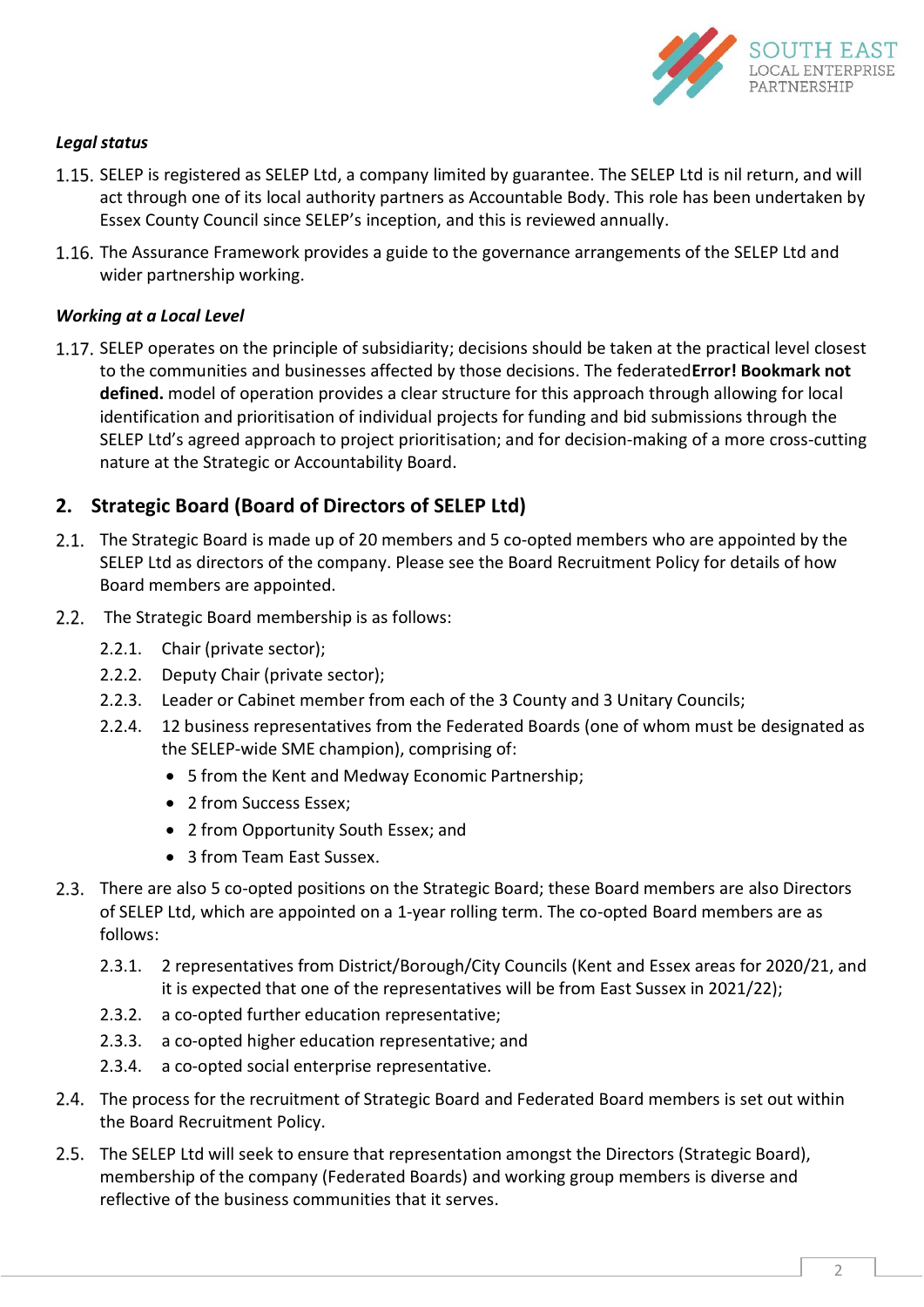***Legal status***

1.15. SELEP is registered as SELEP Ltd, a company limited by guarantee. The SELEP Ltd is nil return, and will act through one of its local authority partners as Accountable Body. This role has been undertaken by Essex County Council since SELEP's inception, and this is reviewed annually.

1.16. The Assurance Framework provides a guide to the governance arrangements of the SELEP Ltd and wider partnership working.

***Working at a Local Level***

1.17. SELEP operates on the principle of subsidiarity; decisions should be taken at the practical level closest to the communities and businesses affected by those decisions. The federated**Error! Bookmark not defined.** model of operation provides a clear structure for this approach through allowing for local identification and prioritisation of individual projects for funding and bid submissions through the SELEP Ltd's agreed approach to project prioritisation; and for decision-making of a more cross-cutting nature at the Strategic or Accountability Board.

## 2. Strategic Board (Board of Directors of SELEP Ltd)

2.1. The Strategic Board is made up of 20 members and 5 co-opted members who are appointed by the SELEP Ltd as directors of the company. Please see the Board Recruitment Policy for details of how Board members are appointed.

2.2. The Strategic Board membership is as follows:

- 2.2.1. Chair (private sector);
- 2.2.2. Deputy Chair (private sector);
- 2.2.3. Leader or Cabinet member from each of the 3 County and 3 Unitary Councils;
- 2.2.4. 12 business representatives from the Federated Boards (one of whom must be designated as the SELEP-wide SME champion), comprising of:
  - 5 from the Kent and Medway Economic Partnership;
  - 2 from Success Essex;
  - 2 from Opportunity South Essex; and
  - 3 from Team East Sussex.

2.3. There are also 5 co-opted positions on the Strategic Board; these Board members are also Directors of SELEP Ltd, which are appointed on a 1-year rolling term. The co-opted Board members are as follows:

- 2.3.1. 2 representatives from District/Borough/City Councils (Kent and Essex areas for 2020/21, and it is expected that one of the representatives will be from East Sussex in 2021/22);
- 2.3.2. a co-opted further education representative;
- 2.3.3. a co-opted higher education representative; and
- 2.3.4. a co-opted social enterprise representative.

2.4. The process for the recruitment of Strategic Board and Federated Board members is set out within the Board Recruitment Policy.

2.5. The SELEP Ltd will seek to ensure that representation amongst the Directors (Strategic Board), membership of the company (Federated Boards) and working group members is diverse and reflective of the business communities that it serves.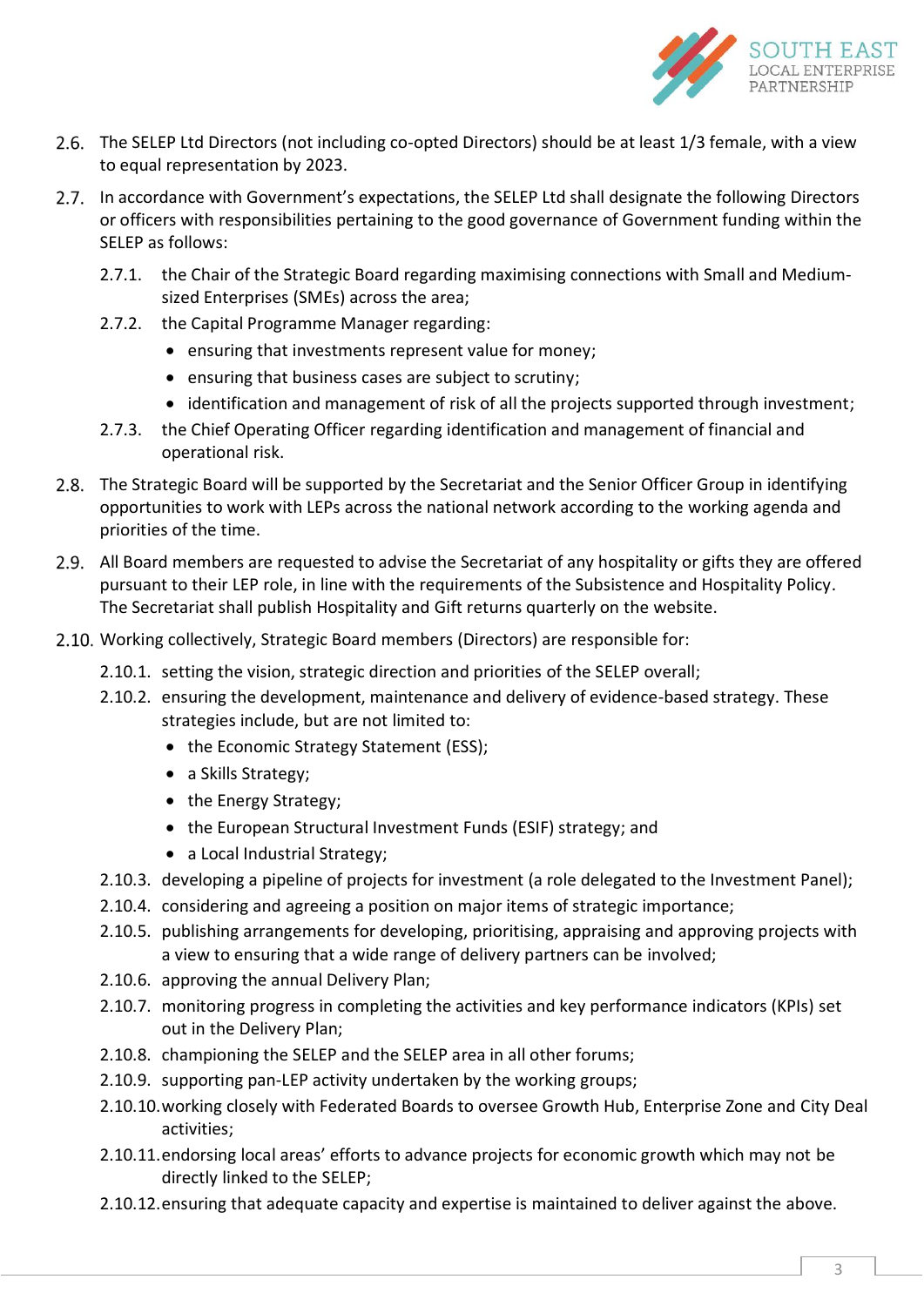2.6. The SELEP Ltd Directors (not including co-opted Directors) should be at least 1/3 female, with a view to equal representation by 2023.

2.7. In accordance with Government's expectations, the SELEP Ltd shall designate the following Directors or officers with responsibilities pertaining to the good governance of Government funding within the SELEP as follows:

   2.7.1. the Chair of the Strategic Board regarding maximising connections with Small and Medium-sized Enterprises (SMEs) across the area;

   2.7.2. the Capital Programme Manager regarding:
   - ensuring that investments represent value for money;
   - ensuring that business cases are subject to scrutiny;
   - identification and management of risk of all the projects supported through investment;

   2.7.3. the Chief Operating Officer regarding identification and management of financial and operational risk.

2.8. The Strategic Board will be supported by the Secretariat and the Senior Officer Group in identifying opportunities to work with LEPs across the national network according to the working agenda and priorities of the time.

2.9. All Board members are requested to advise the Secretariat of any hospitality or gifts they are offered pursuant to their LEP role, in line with the requirements of the Subsistence and Hospitality Policy. The Secretariat shall publish Hospitality and Gift returns quarterly on the website.

2.10. Working collectively, Strategic Board members (Directors) are responsible for:

   2.10.1. setting the vision, strategic direction and priorities of the SELEP overall;

   2.10.2. ensuring the development, maintenance and delivery of evidence-based strategy. These strategies include, but are not limited to:
   - the Economic Strategy Statement (ESS);
   - a Skills Strategy;
   - the Energy Strategy;
   - the European Structural Investment Funds (ESIF) strategy; and
   - a Local Industrial Strategy;

   2.10.3. developing a pipeline of projects for investment (a role delegated to the Investment Panel);

   2.10.4. considering and agreeing a position on major items of strategic importance;

   2.10.5. publishing arrangements for developing, prioritising, appraising and approving projects with a view to ensuring that a wide range of delivery partners can be involved;

   2.10.6. approving the annual Delivery Plan;

   2.10.7. monitoring progress in completing the activities and key performance indicators (KPIs) set out in the Delivery Plan;

   2.10.8. championing the SELEP and the SELEP area in all other forums;

   2.10.9. supporting pan-LEP activity undertaken by the working groups;

   2.10.10. working closely with Federated Boards to oversee Growth Hub, Enterprise Zone and City Deal activities;

   2.10.11. endorsing local areas' efforts to advance projects for economic growth which may not be directly linked to the SELEP;

   2.10.12. ensuring that adequate capacity and expertise is maintained to deliver against the above.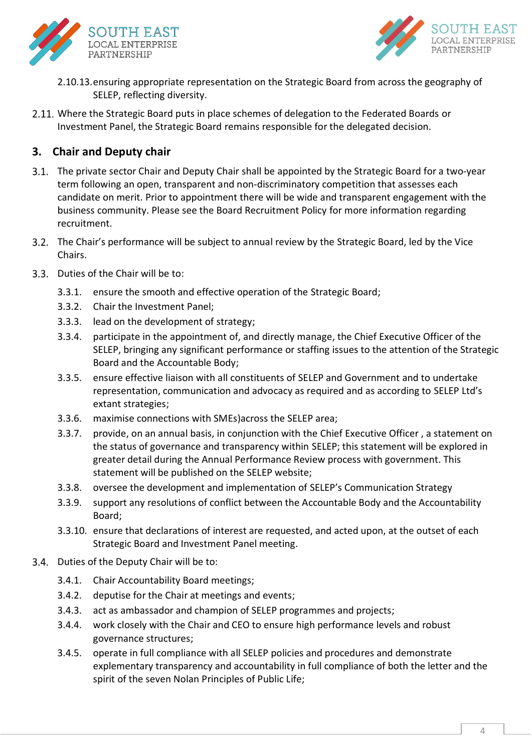2.10.13. ensuring appropriate representation on the Strategic Board from across the geography of SELEP, reflecting diversity.

2.11. Where the Strategic Board puts in place schemes of delegation to the Federated Boards or Investment Panel, the Strategic Board remains responsible for the delegated decision.

## 3. Chair and Deputy chair

3.1. The private sector Chair and Deputy Chair shall be appointed by the Strategic Board for a two-year term following an open, transparent and non-discriminatory competition that assesses each candidate on merit. Prior to appointment there will be wide and transparent engagement with the business community. Please see the Board Recruitment Policy for more information regarding recruitment.

3.2. The Chair's performance will be subject to annual review by the Strategic Board, led by the Vice Chairs.

3.3. Duties of the Chair will be to:

3.3.1. ensure the smooth and effective operation of the Strategic Board;

3.3.2. Chair the Investment Panel;

3.3.3. lead on the development of strategy;

3.3.4. participate in the appointment of, and directly manage, the Chief Executive Officer of the SELEP, bringing any significant performance or staffing issues to the attention of the Strategic Board and the Accountable Body;

3.3.5. ensure effective liaison with all constituents of SELEP and Government and to undertake representation, communication and advocacy as required and as according to SELEP Ltd's extant strategies;

3.3.6. maximise connections with SMEs)across the SELEP area;

3.3.7. provide, on an annual basis, in conjunction with the Chief Executive Officer , a statement on the status of governance and transparency within SELEP; this statement will be explored in greater detail during the Annual Performance Review process with government. This statement will be published on the SELEP website;

3.3.8. oversee the development and implementation of SELEP's Communication Strategy

3.3.9. support any resolutions of conflict between the Accountable Body and the Accountability Board;

3.3.10. ensure that declarations of interest are requested, and acted upon, at the outset of each Strategic Board and Investment Panel meeting.

3.4. Duties of the Deputy Chair will be to:

3.4.1. Chair Accountability Board meetings;

3.4.2. deputise for the Chair at meetings and events;

3.4.3. act as ambassador and champion of SELEP programmes and projects;

3.4.4. work closely with the Chair and CEO to ensure high performance levels and robust governance structures;

3.4.5. operate in full compliance with all SELEP policies and procedures and demonstrate explementary transparency and accountability in full compliance of both the letter and the spirit of the seven Nolan Principles of Public Life;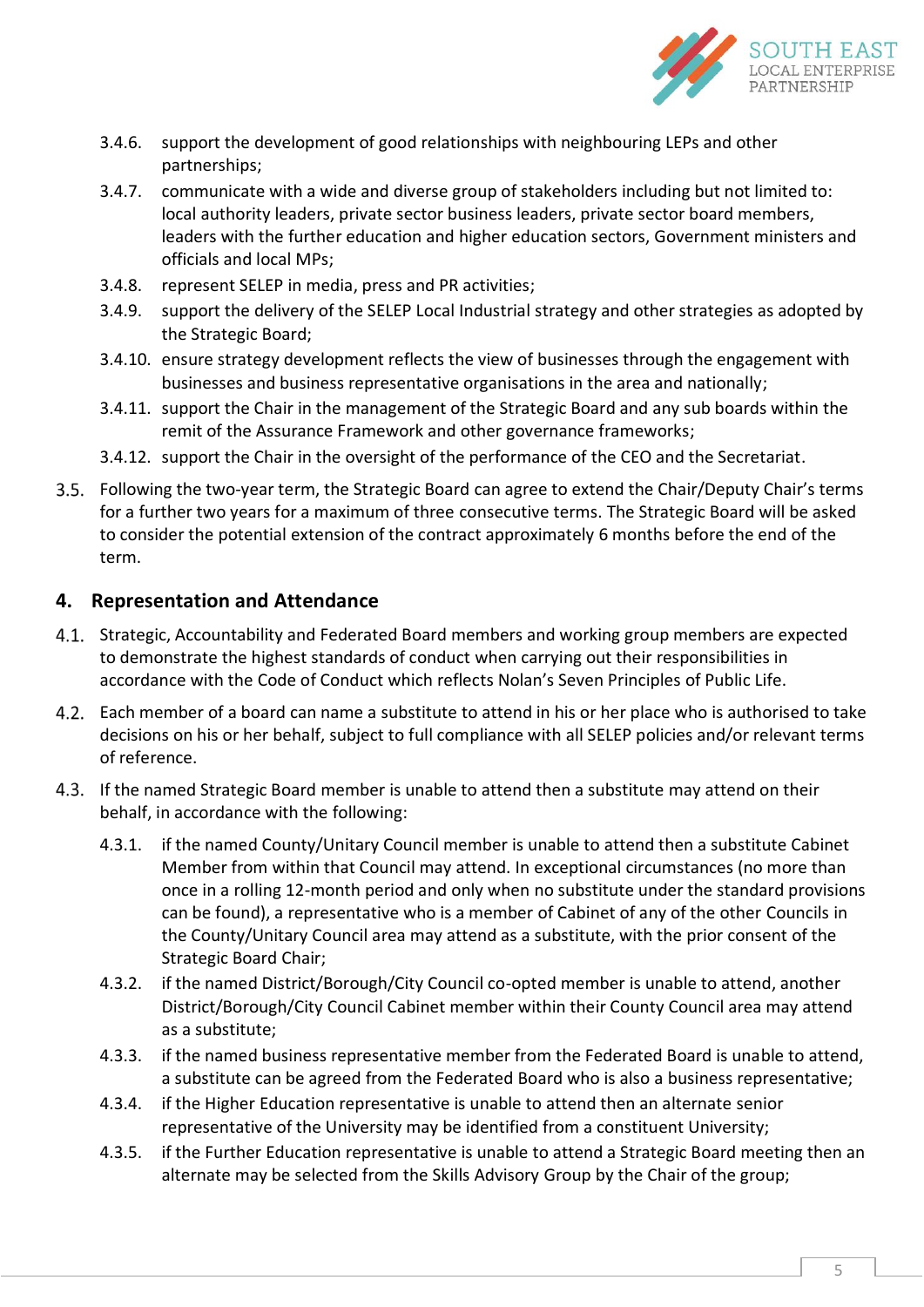3.4.6. support the development of good relationships with neighbouring LEPs and other partnerships;

3.4.7. communicate with a wide and diverse group of stakeholders including but not limited to: local authority leaders, private sector business leaders, private sector board members, leaders with the further education and higher education sectors, Government ministers and officials and local MPs;

3.4.8. represent SELEP in media, press and PR activities;

3.4.9. support the delivery of the SELEP Local Industrial strategy and other strategies as adopted by the Strategic Board;

3.4.10. ensure strategy development reflects the view of businesses through the engagement with businesses and business representative organisations in the area and nationally;

3.4.11. support the Chair in the management of the Strategic Board and any sub boards within the remit of the Assurance Framework and other governance frameworks;

3.4.12. support the Chair in the oversight of the performance of the CEO and the Secretariat.

3.5. Following the two-year term, the Strategic Board can agree to extend the Chair/Deputy Chair's terms for a further two years for a maximum of three consecutive terms. The Strategic Board will be asked to consider the potential extension of the contract approximately 6 months before the end of the term.

## 4. Representation and Attendance

4.1. Strategic, Accountability and Federated Board members and working group members are expected to demonstrate the highest standards of conduct when carrying out their responsibilities in accordance with the Code of Conduct which reflects Nolan's Seven Principles of Public Life.

4.2. Each member of a board can name a substitute to attend in his or her place who is authorised to take decisions on his or her behalf, subject to full compliance with all SELEP policies and/or relevant terms of reference.

4.3. If the named Strategic Board member is unable to attend then a substitute may attend on their behalf, in accordance with the following:

4.3.1. if the named County/Unitary Council member is unable to attend then a substitute Cabinet Member from within that Council may attend. In exceptional circumstances (no more than once in a rolling 12-month period and only when no substitute under the standard provisions can be found), a representative who is a member of Cabinet of any of the other Councils in the County/Unitary Council area may attend as a substitute, with the prior consent of the Strategic Board Chair;

4.3.2. if the named District/Borough/City Council co-opted member is unable to attend, another District/Borough/City Council Cabinet member within their County Council area may attend as a substitute;

4.3.3. if the named business representative member from the Federated Board is unable to attend, a substitute can be agreed from the Federated Board who is also a business representative;

4.3.4. if the Higher Education representative is unable to attend then an alternate senior representative of the University may be identified from a constituent University;

4.3.5. if the Further Education representative is unable to attend a Strategic Board meeting then an alternate may be selected from the Skills Advisory Group by the Chair of the group;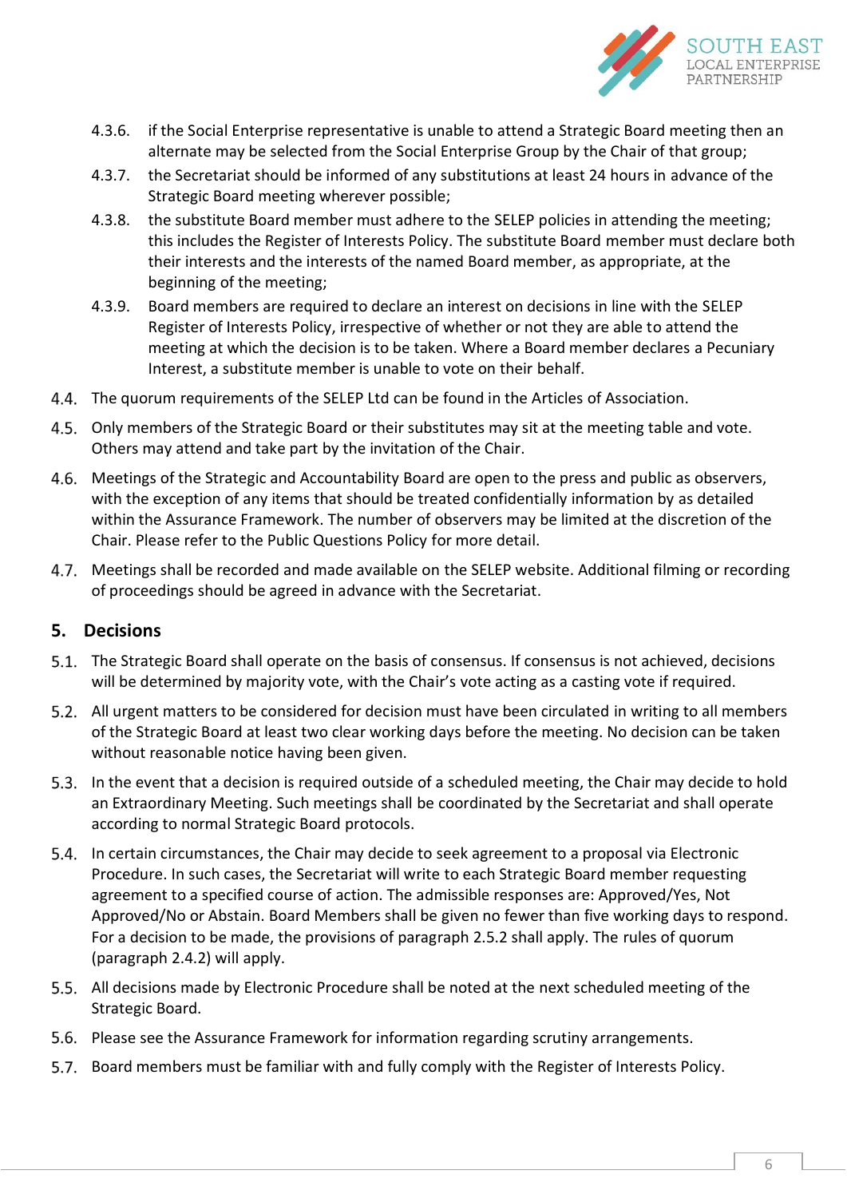4.3.6. if the Social Enterprise representative is unable to attend a Strategic Board meeting then an alternate may be selected from the Social Enterprise Group by the Chair of that group;

4.3.7. the Secretariat should be informed of any substitutions at least 24 hours in advance of the Strategic Board meeting wherever possible;

4.3.8. the substitute Board member must adhere to the SELEP policies in attending the meeting; this includes the Register of Interests Policy. The substitute Board member must declare both their interests and the interests of the named Board member, as appropriate, at the beginning of the meeting;

4.3.9. Board members are required to declare an interest on decisions in line with the SELEP Register of Interests Policy, irrespective of whether or not they are able to attend the meeting at which the decision is to be taken. Where a Board member declares a Pecuniary Interest, a substitute member is unable to vote on their behalf.

4.4. The quorum requirements of the SELEP Ltd can be found in the Articles of Association.

4.5. Only members of the Strategic Board or their substitutes may sit at the meeting table and vote. Others may attend and take part by the invitation of the Chair.

4.6. Meetings of the Strategic and Accountability Board are open to the press and public as observers, with the exception of any items that should be treated confidentially information by as detailed within the Assurance Framework. The number of observers may be limited at the discretion of the Chair. Please refer to the Public Questions Policy for more detail.

4.7. Meetings shall be recorded and made available on the SELEP website. Additional filming or recording of proceedings should be agreed in advance with the Secretariat.

## 5. Decisions

5.1. The Strategic Board shall operate on the basis of consensus. If consensus is not achieved, decisions will be determined by majority vote, with the Chair's vote acting as a casting vote if required.

5.2. All urgent matters to be considered for decision must have been circulated in writing to all members of the Strategic Board at least two clear working days before the meeting. No decision can be taken without reasonable notice having been given.

5.3. In the event that a decision is required outside of a scheduled meeting, the Chair may decide to hold an Extraordinary Meeting. Such meetings shall be coordinated by the Secretariat and shall operate according to normal Strategic Board protocols.

5.4. In certain circumstances, the Chair may decide to seek agreement to a proposal via Electronic Procedure. In such cases, the Secretariat will write to each Strategic Board member requesting agreement to a specified course of action. The admissible responses are: Approved/Yes, Not Approved/No or Abstain. Board Members shall be given no fewer than five working days to respond. For a decision to be made, the provisions of paragraph 2.5.2 shall apply. The rules of quorum (paragraph 2.4.2) will apply.

5.5. All decisions made by Electronic Procedure shall be noted at the next scheduled meeting of the Strategic Board.

5.6. Please see the Assurance Framework for information regarding scrutiny arrangements.

5.7. Board members must be familiar with and fully comply with the Register of Interests Policy.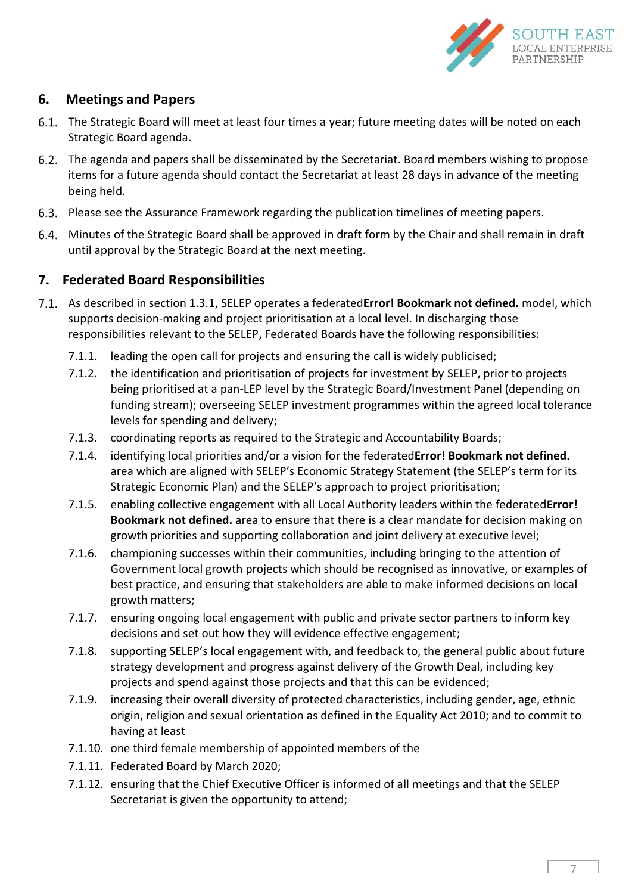## 6. Meetings and Papers

6.1. The Strategic Board will meet at least four times a year; future meeting dates will be noted on each Strategic Board agenda.

6.2. The agenda and papers shall be disseminated by the Secretariat. Board members wishing to propose items for a future agenda should contact the Secretariat at least 28 days in advance of the meeting being held.

6.3. Please see the Assurance Framework regarding the publication timelines of meeting papers.

6.4. Minutes of the Strategic Board shall be approved in draft form by the Chair and shall remain in draft until approval by the Strategic Board at the next meeting.

## 7. Federated Board Responsibilities

7.1. As described in section 1.3.1, SELEP operates a federated**Error! Bookmark not defined.** model, which supports decision-making and project prioritisation at a local level. In discharging those responsibilities relevant to the SELEP, Federated Boards have the following responsibilities:

- 7.1.1. leading the open call for projects and ensuring the call is widely publicised;
- 7.1.2. the identification and prioritisation of projects for investment by SELEP, prior to projects being prioritised at a pan-LEP level by the Strategic Board/Investment Panel (depending on funding stream); overseeing SELEP investment programmes within the agreed local tolerance levels for spending and delivery;
- 7.1.3. coordinating reports as required to the Strategic and Accountability Boards;
- 7.1.4. identifying local priorities and/or a vision for the federated**Error! Bookmark not defined.** area which are aligned with SELEP's Economic Strategy Statement (the SELEP's term for its Strategic Economic Plan) and the SELEP's approach to project prioritisation;
- 7.1.5. enabling collective engagement with all Local Authority leaders within the federated**Error! Bookmark not defined.** area to ensure that there is a clear mandate for decision making on growth priorities and supporting collaboration and joint delivery at executive level;
- 7.1.6. championing successes within their communities, including bringing to the attention of Government local growth projects which should be recognised as innovative, or examples of best practice, and ensuring that stakeholders are able to make informed decisions on local growth matters;
- 7.1.7. ensuring ongoing local engagement with public and private sector partners to inform key decisions and set out how they will evidence effective engagement;
- 7.1.8. supporting SELEP's local engagement with, and feedback to, the general public about future strategy development and progress against delivery of the Growth Deal, including key projects and spend against those projects and that this can be evidenced;
- 7.1.9. increasing their overall diversity of protected characteristics, including gender, age, ethnic origin, religion and sexual orientation as defined in the Equality Act 2010; and to commit to having at least
- 7.1.10. one third female membership of appointed members of the
- 7.1.11. Federated Board by March 2020;
- 7.1.12. ensuring that the Chief Executive Officer is informed of all meetings and that the SELEP Secretariat is given the opportunity to attend;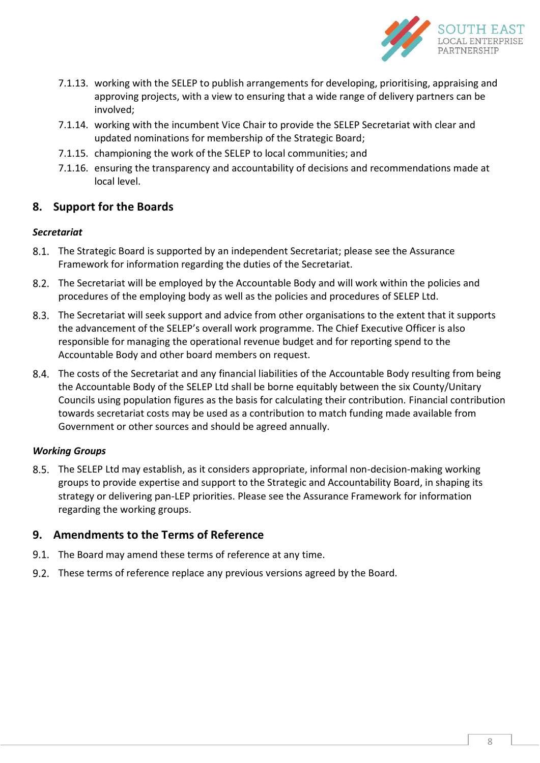7.1.13. working with the SELEP to publish arrangements for developing, prioritising, appraising and approving projects, with a view to ensuring that a wide range of delivery partners can be involved;

7.1.14. working with the incumbent Vice Chair to provide the SELEP Secretariat with clear and updated nominations for membership of the Strategic Board;

7.1.15. championing the work of the SELEP to local communities; and

7.1.16. ensuring the transparency and accountability of decisions and recommendations made at local level.

## 8. Support for the Boards

### *Secretariat*

8.1. The Strategic Board is supported by an independent Secretariat; please see the Assurance Framework for information regarding the duties of the Secretariat.

8.2. The Secretariat will be employed by the Accountable Body and will work within the policies and procedures of the employing body as well as the policies and procedures of SELEP Ltd.

8.3. The Secretariat will seek support and advice from other organisations to the extent that it supports the advancement of the SELEP's overall work programme. The Chief Executive Officer is also responsible for managing the operational revenue budget and for reporting spend to the Accountable Body and other board members on request.

8.4. The costs of the Secretariat and any financial liabilities of the Accountable Body resulting from being the Accountable Body of the SELEP Ltd shall be borne equitably between the six County/Unitary Councils using population figures as the basis for calculating their contribution. Financial contribution towards secretariat costs may be used as a contribution to match funding made available from Government or other sources and should be agreed annually.

### *Working Groups*

8.5. The SELEP Ltd may establish, as it considers appropriate, informal non-decision-making working groups to provide expertise and support to the Strategic and Accountability Board, in shaping its strategy or delivering pan-LEP priorities. Please see the Assurance Framework for information regarding the working groups.

## 9. Amendments to the Terms of Reference

9.1. The Board may amend these terms of reference at any time.

9.2. These terms of reference replace any previous versions agreed by the Board.